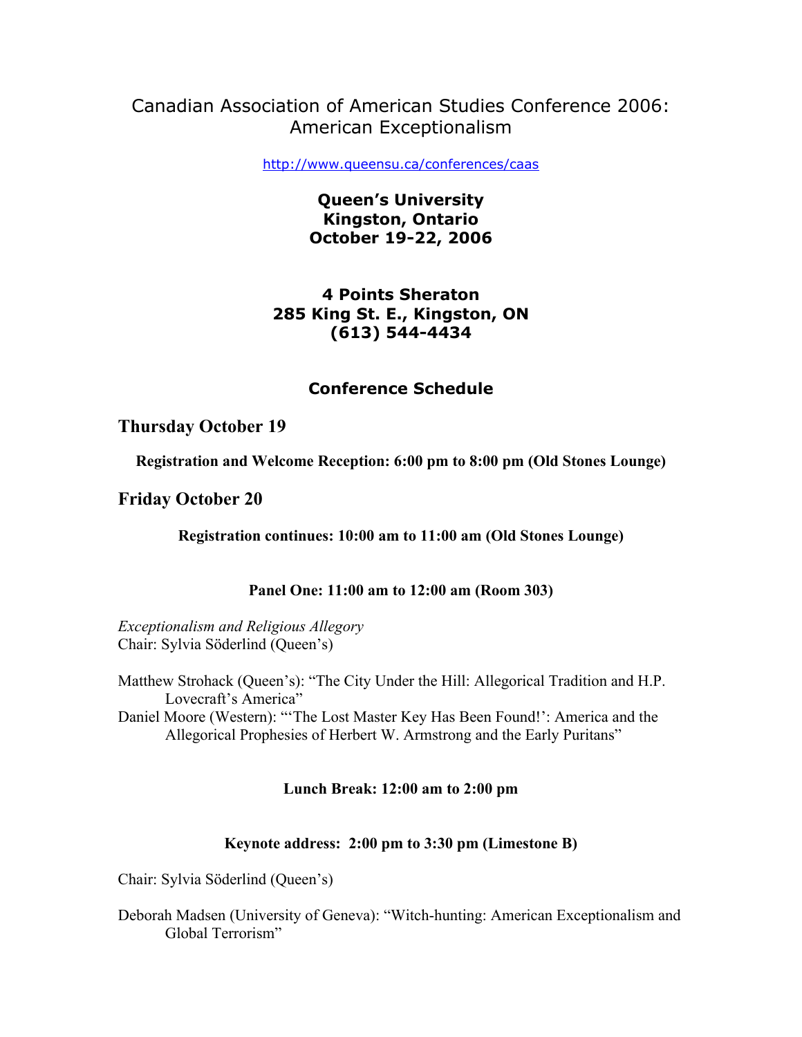# Canadian Association of American Studies Conference 2006: American Exceptionalism

http://www.queensu.ca/conferences/caas

**Queen's University**
**Kingston, Ontario**
**October 19-22, 2006**

**4 Points Sheraton**
**285 King St. E., Kingston, ON**
**(613) 544-4434**

## Conference Schedule

## Thursday October 19

**Registration and Welcome Reception: 6:00 pm to 8:00 pm (Old Stones Lounge)**

## Friday October 20

**Registration continues: 10:00 am to 11:00 am (Old Stones Lounge)**

**Panel One: 11:00 am to 12:00 am (Room 303)**

*Exceptionalism and Religious Allegory*
Chair: Sylvia Söderlind (Queen's)

Matthew Strohack (Queen's): "The City Under the Hill: Allegorical Tradition and H.P. Lovecraft's America"
Daniel Moore (Western): "'The Lost Master Key Has Been Found!': America and the Allegorical Prophesies of Herbert W. Armstrong and the Early Puritans"

**Lunch Break: 12:00 am to 2:00 pm**

**Keynote address: 2:00 pm to 3:30 pm (Limestone B)**

Chair: Sylvia Söderlind (Queen's)

Deborah Madsen (University of Geneva): "Witch-hunting: American Exceptionalism and Global Terrorism"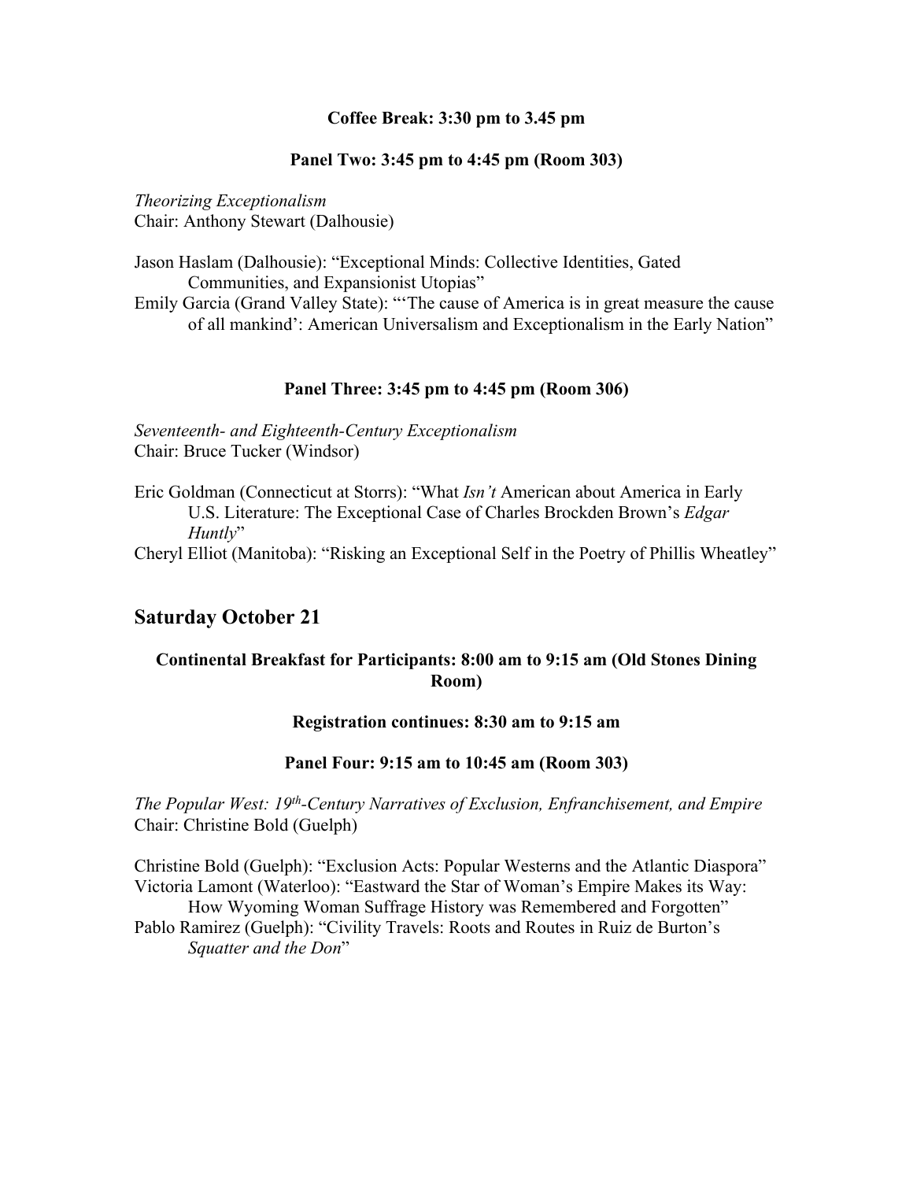**Coffee Break: 3:30 pm to 3.45 pm**

**Panel Two: 3:45 pm to 4:45 pm (Room 303)**

*Theorizing Exceptionalism*
Chair: Anthony Stewart (Dalhousie)

Jason Haslam (Dalhousie): "Exceptional Minds: Collective Identities, Gated Communities, and Expansionist Utopias"
Emily Garcia (Grand Valley State): "'The cause of America is in great measure the cause of all mankind': American Universalism and Exceptionalism in the Early Nation"

**Panel Three: 3:45 pm to 4:45 pm (Room 306)**

*Seventeenth- and Eighteenth-Century Exceptionalism*
Chair: Bruce Tucker (Windsor)

Eric Goldman (Connecticut at Storrs): "What *Isn't* American about America in Early U.S. Literature: The Exceptional Case of Charles Brockden Brown's *Edgar Huntly*"
Cheryl Elliot (Manitoba): "Risking an Exceptional Self in the Poetry of Phillis Wheatley"

## Saturday October 21

**Continental Breakfast for Participants: 8:00 am to 9:15 am (Old Stones Dining Room)**

**Registration continues: 8:30 am to 9:15 am**

**Panel Four: 9:15 am to 10:45 am (Room 303)**

*The Popular West: 19th-Century Narratives of Exclusion, Enfranchisement, and Empire*
Chair: Christine Bold (Guelph)

Christine Bold (Guelph): "Exclusion Acts: Popular Westerns and the Atlantic Diaspora"
Victoria Lamont (Waterloo): "Eastward the Star of Woman's Empire Makes its Way: How Wyoming Woman Suffrage History was Remembered and Forgotten"
Pablo Ramirez (Guelph): "Civility Travels: Roots and Routes in Ruiz de Burton's *Squatter and the Don*"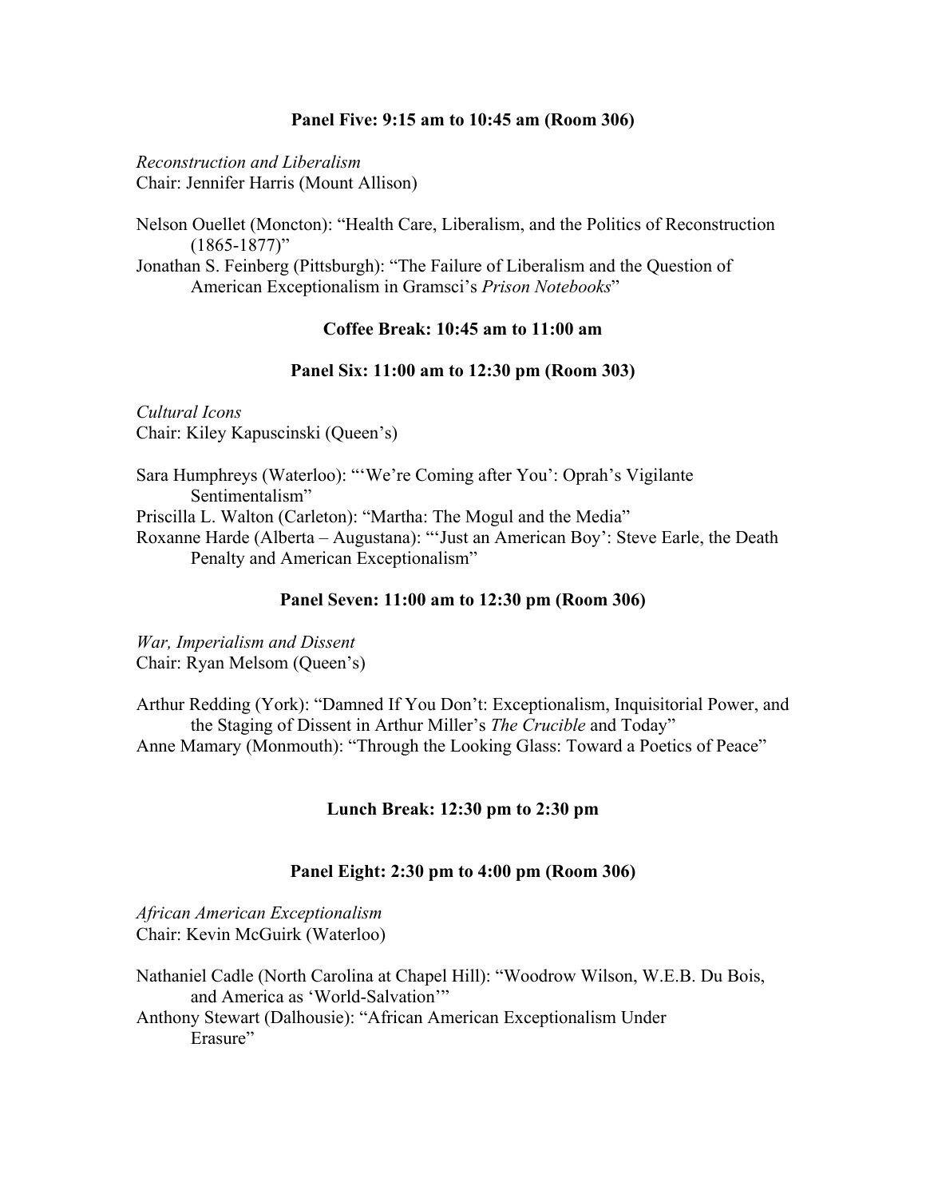**Panel Five: 9:15 am to 10:45 am (Room 306)**

*Reconstruction and Liberalism*
Chair: Jennifer Harris (Mount Allison)

Nelson Ouellet (Moncton): "Health Care, Liberalism, and the Politics of Reconstruction (1865-1877)"
Jonathan S. Feinberg (Pittsburgh): "The Failure of Liberalism and the Question of American Exceptionalism in Gramsci's *Prison Notebooks*"

**Coffee Break: 10:45 am to 11:00 am**

**Panel Six: 11:00 am to 12:30 pm (Room 303)**

*Cultural Icons*
Chair: Kiley Kapuscinski (Queen's)

Sara Humphreys (Waterloo): "'We're Coming after You': Oprah's Vigilante Sentimentalism"
Priscilla L. Walton (Carleton): "Martha: The Mogul and the Media"
Roxanne Harde (Alberta – Augustana): "'Just an American Boy': Steve Earle, the Death Penalty and American Exceptionalism"

**Panel Seven: 11:00 am to 12:30 pm (Room 306)**

*War, Imperialism and Dissent*
Chair: Ryan Melsom (Queen's)

Arthur Redding (York): "Damned If You Don't: Exceptionalism, Inquisitorial Power, and the Staging of Dissent in Arthur Miller's *The Crucible* and Today"
Anne Mamary (Monmouth): "Through the Looking Glass: Toward a Poetics of Peace"

**Lunch Break: 12:30 pm to 2:30 pm**

**Panel Eight: 2:30 pm to 4:00 pm (Room 306)**

*African American Exceptionalism*
Chair: Kevin McGuirk (Waterloo)

Nathaniel Cadle (North Carolina at Chapel Hill): "Woodrow Wilson, W.E.B. Du Bois, and America as 'World-Salvation'"
Anthony Stewart (Dalhousie): "African American Exceptionalism Under Erasure"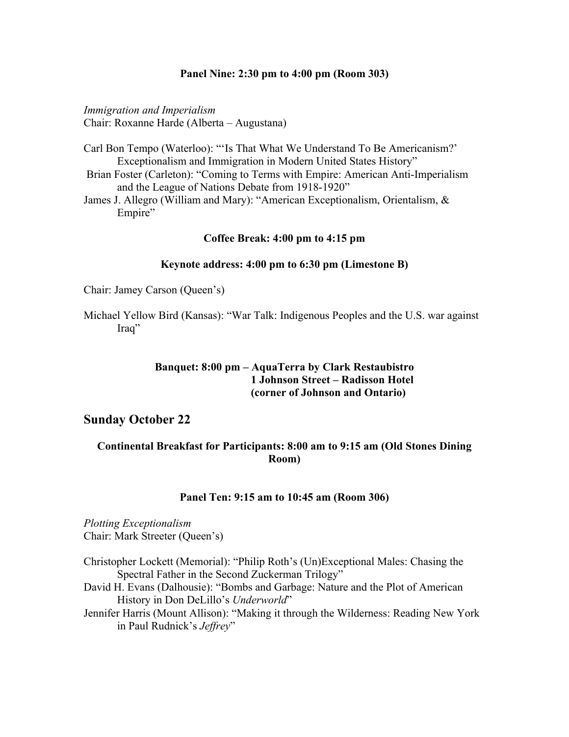**Panel Nine: 2:30 pm to 4:00 pm (Room 303)**

*Immigration and Imperialism*
Chair: Roxanne Harde (Alberta – Augustana)

Carl Bon Tempo (Waterloo): "'Is That What We Understand To Be Americanism?' Exceptionalism and Immigration in Modern United States History"
Brian Foster (Carleton): "Coming to Terms with Empire: American Anti-Imperialism and the League of Nations Debate from 1918-1920"
James J. Allegro (William and Mary): "American Exceptionalism, Orientalism, & Empire"

**Coffee Break: 4:00 pm to 4:15 pm**

**Keynote address: 4:00 pm to 6:30 pm (Limestone B)**

Chair: Jamey Carson (Queen's)

Michael Yellow Bird (Kansas): "War Talk: Indigenous Peoples and the U.S. war against Iraq"

**Banquet: 8:00 pm – AquaTerra by Clark Restaubistro**
**1 Johnson Street – Radisson Hotel**
**(corner of Johnson and Ontario)**

## Sunday October 22

**Continental Breakfast for Participants: 8:00 am to 9:15 am (Old Stones Dining Room)**

**Panel Ten: 9:15 am to 10:45 am (Room 306)**

*Plotting Exceptionalism*
Chair: Mark Streeter (Queen's)

Christopher Lockett (Memorial): "Philip Roth's (Un)Exceptional Males: Chasing the Spectral Father in the Second Zuckerman Trilogy"
David H. Evans (Dalhousie): "Bombs and Garbage: Nature and the Plot of American History in Don DeLillo's *Underworld*"
Jennifer Harris (Mount Allison): "Making it through the Wilderness: Reading New York in Paul Rudnick's *Jeffrey*"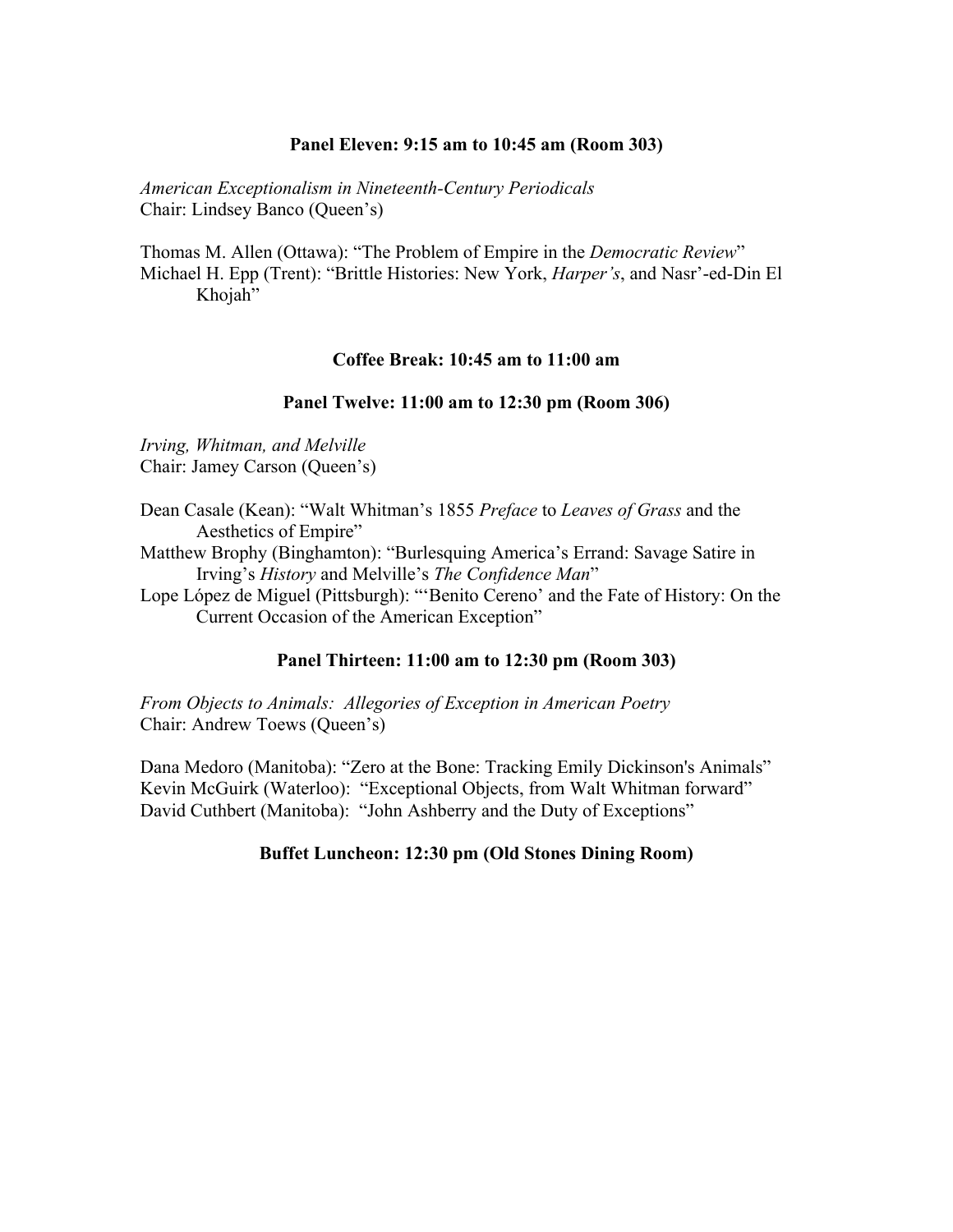**Panel Eleven: 9:15 am to 10:45 am (Room 303)**

*American Exceptionalism in Nineteenth-Century Periodicals*
Chair: Lindsey Banco (Queen's)

Thomas M. Allen (Ottawa): "The Problem of Empire in the *Democratic Review*"
Michael H. Epp (Trent): "Brittle Histories: New York, *Harper's*, and Nasr'-ed-Din El Khojah"

**Coffee Break: 10:45 am to 11:00 am**

**Panel Twelve: 11:00 am to 12:30 pm (Room 306)**

*Irving, Whitman, and Melville*
Chair: Jamey Carson (Queen's)

Dean Casale (Kean): "Walt Whitman's 1855 *Preface* to *Leaves of Grass* and the Aesthetics of Empire"
Matthew Brophy (Binghamton): "Burlesquing America's Errand: Savage Satire in Irving's *History* and Melville's *The Confidence Man*"
Lope López de Miguel (Pittsburgh): "'Benito Cereno' and the Fate of History: On the Current Occasion of the American Exception"

**Panel Thirteen: 11:00 am to 12:30 pm (Room 303)**

*From Objects to Animals: Allegories of Exception in American Poetry*
Chair: Andrew Toews (Queen's)

Dana Medoro (Manitoba): "Zero at the Bone: Tracking Emily Dickinson's Animals"
Kevin McGuirk (Waterloo): "Exceptional Objects, from Walt Whitman forward"
David Cuthbert (Manitoba): "John Ashberry and the Duty of Exceptions"

**Buffet Luncheon: 12:30 pm (Old Stones Dining Room)**